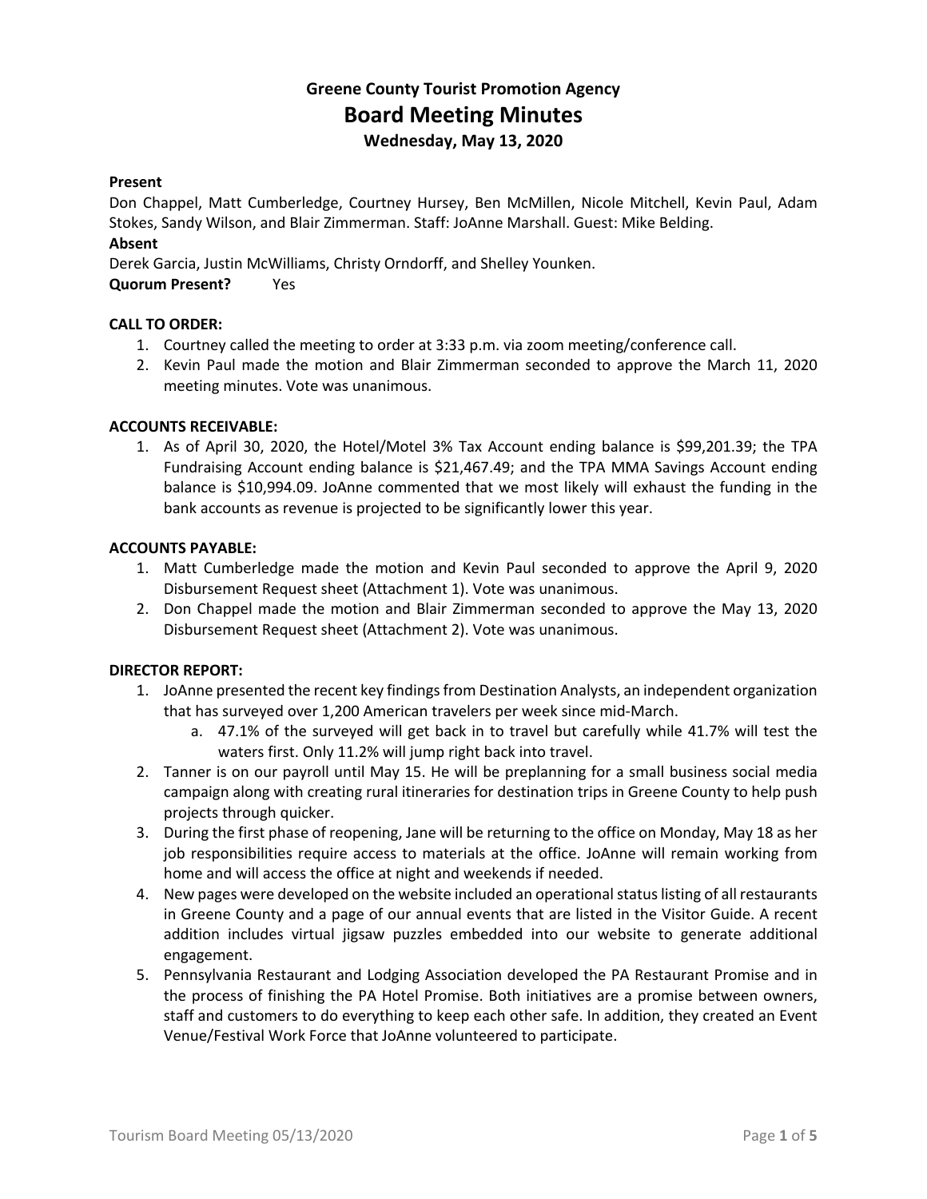# Greene County Tourist Promotion Agency

## Board Meeting Minutes

### Wednesday, May 13, 2020

**Present**

Don Chappel, Matt Cumberledge, Courtney Hursey, Ben McMillen, Nicole Mitchell, Kevin Paul, Adam Stokes, Sandy Wilson, and Blair Zimmerman. Staff: JoAnne Marshall. Guest: Mike Belding.

**Absent**

Derek Garcia, Justin McWilliams, Christy Orndorff, and Shelley Younken.

**Quorum Present?** Yes

**CALL TO ORDER:**

1. Courtney called the meeting to order at 3:33 p.m. via zoom meeting/conference call.
2. Kevin Paul made the motion and Blair Zimmerman seconded to approve the March 11, 2020 meeting minutes. Vote was unanimous.

**ACCOUNTS RECEIVABLE:**

1. As of April 30, 2020, the Hotel/Motel 3% Tax Account ending balance is $99,201.39; the TPA Fundraising Account ending balance is $21,467.49; and the TPA MMA Savings Account ending balance is $10,994.09. JoAnne commented that we most likely will exhaust the funding in the bank accounts as revenue is projected to be significantly lower this year.

**ACCOUNTS PAYABLE:**

1. Matt Cumberledge made the motion and Kevin Paul seconded to approve the April 9, 2020 Disbursement Request sheet (Attachment 1). Vote was unanimous.
2. Don Chappel made the motion and Blair Zimmerman seconded to approve the May 13, 2020 Disbursement Request sheet (Attachment 2). Vote was unanimous.

**DIRECTOR REPORT:**

1. JoAnne presented the recent key findings from Destination Analysts, an independent organization that has surveyed over 1,200 American travelers per week since mid-March.
   a. 47.1% of the surveyed will get back in to travel but carefully while 41.7% will test the waters first. Only 11.2% will jump right back into travel.
2. Tanner is on our payroll until May 15. He will be preplanning for a small business social media campaign along with creating rural itineraries for destination trips in Greene County to help push projects through quicker.
3. During the first phase of reopening, Jane will be returning to the office on Monday, May 18 as her job responsibilities require access to materials at the office. JoAnne will remain working from home and will access the office at night and weekends if needed.
4. New pages were developed on the website included an operational status listing of all restaurants in Greene County and a page of our annual events that are listed in the Visitor Guide. A recent addition includes virtual jigsaw puzzles embedded into our website to generate additional engagement.
5. Pennsylvania Restaurant and Lodging Association developed the PA Restaurant Promise and in the process of finishing the PA Hotel Promise. Both initiatives are a promise between owners, staff and customers to do everything to keep each other safe. In addition, they created an Event Venue/Festival Work Force that JoAnne volunteered to participate.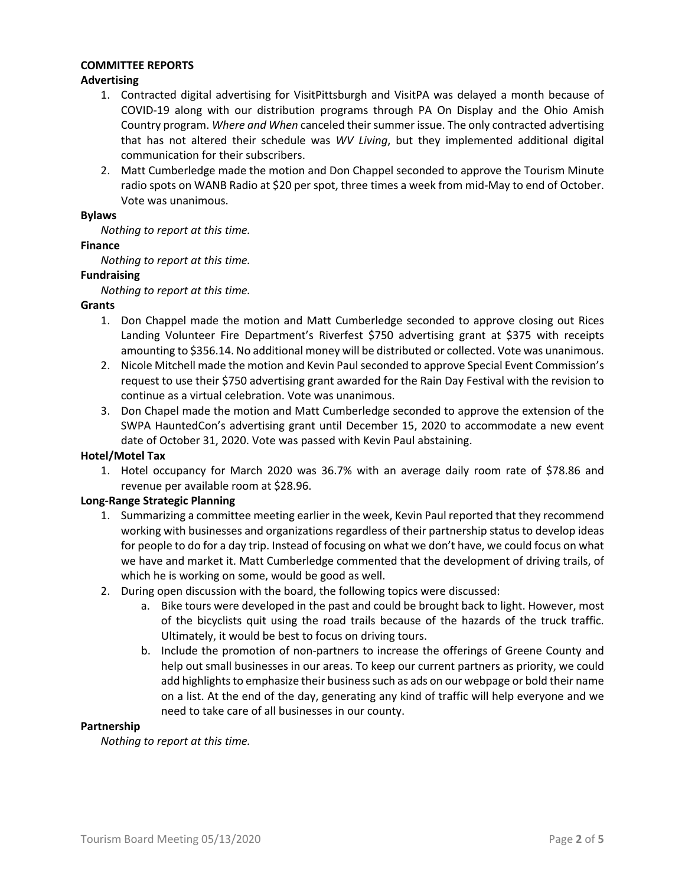**COMMITTEE REPORTS**

**Advertising**

1. Contracted digital advertising for VisitPittsburgh and VisitPA was delayed a month because of COVID-19 along with our distribution programs through PA On Display and the Ohio Amish Country program. *Where and When* canceled their summer issue. The only contracted advertising that has not altered their schedule was *WV Living*, but they implemented additional digital communication for their subscribers.
2. Matt Cumberledge made the motion and Don Chappel seconded to approve the Tourism Minute radio spots on WANB Radio at $20 per spot, three times a week from mid-May to end of October. Vote was unanimous.

**Bylaws**

*Nothing to report at this time.*

**Finance**

*Nothing to report at this time.*

**Fundraising**

*Nothing to report at this time.*

**Grants**

1. Don Chappel made the motion and Matt Cumberledge seconded to approve closing out Rices Landing Volunteer Fire Department's Riverfest $750 advertising grant at $375 with receipts amounting to $356.14. No additional money will be distributed or collected. Vote was unanimous.
2. Nicole Mitchell made the motion and Kevin Paul seconded to approve Special Event Commission's request to use their $750 advertising grant awarded for the Rain Day Festival with the revision to continue as a virtual celebration. Vote was unanimous.
3. Don Chapel made the motion and Matt Cumberledge seconded to approve the extension of the SWPA HauntedCon's advertising grant until December 15, 2020 to accommodate a new event date of October 31, 2020. Vote was passed with Kevin Paul abstaining.

**Hotel/Motel Tax**

1. Hotel occupancy for March 2020 was 36.7% with an average daily room rate of $78.86 and revenue per available room at $28.96.

**Long-Range Strategic Planning**

1. Summarizing a committee meeting earlier in the week, Kevin Paul reported that they recommend working with businesses and organizations regardless of their partnership status to develop ideas for people to do for a day trip. Instead of focusing on what we don't have, we could focus on what we have and market it. Matt Cumberledge commented that the development of driving trails, of which he is working on some, would be good as well.
2. During open discussion with the board, the following topics were discussed:
    a. Bike tours were developed in the past and could be brought back to light. However, most of the bicyclists quit using the road trails because of the hazards of the truck traffic. Ultimately, it would be best to focus on driving tours.
    b. Include the promotion of non-partners to increase the offerings of Greene County and help out small businesses in our areas. To keep our current partners as priority, we could add highlights to emphasize their business such as ads on our webpage or bold their name on a list. At the end of the day, generating any kind of traffic will help everyone and we need to take care of all businesses in our county.

**Partnership**

*Nothing to report at this time.*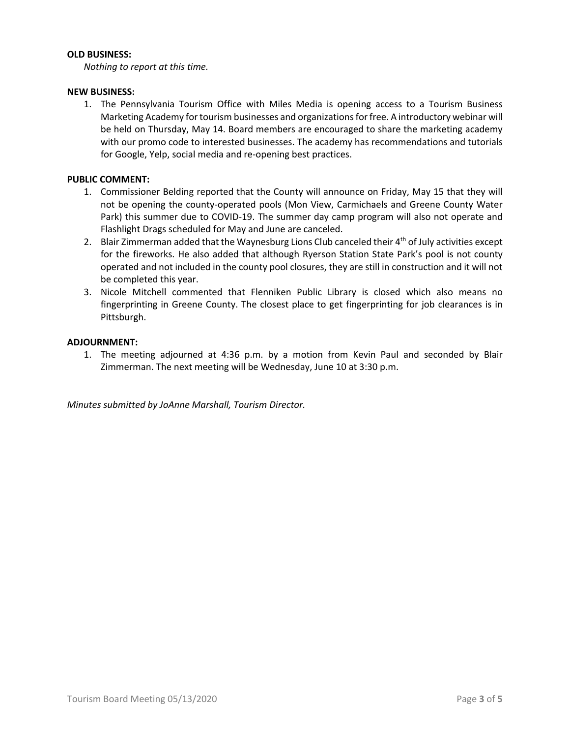**OLD BUSINESS:**

*Nothing to report at this time.*

**NEW BUSINESS:**

1. The Pennsylvania Tourism Office with Miles Media is opening access to a Tourism Business Marketing Academy for tourism businesses and organizations for free. A introductory webinar will be held on Thursday, May 14. Board members are encouraged to share the marketing academy with our promo code to interested businesses. The academy has recommendations and tutorials for Google, Yelp, social media and re-opening best practices.

**PUBLIC COMMENT:**

1. Commissioner Belding reported that the County will announce on Friday, May 15 that they will not be opening the county-operated pools (Mon View, Carmichaels and Greene County Water Park) this summer due to COVID-19. The summer day camp program will also not operate and Flashlight Drags scheduled for May and June are canceled.
2. Blair Zimmerman added that the Waynesburg Lions Club canceled their 4th of July activities except for the fireworks. He also added that although Ryerson Station State Park's pool is not county operated and not included in the county pool closures, they are still in construction and it will not be completed this year.
3. Nicole Mitchell commented that Flenniken Public Library is closed which also means no fingerprinting in Greene County. The closest place to get fingerprinting for job clearances is in Pittsburgh.

**ADJOURNMENT:**

1. The meeting adjourned at 4:36 p.m. by a motion from Kevin Paul and seconded by Blair Zimmerman. The next meeting will be Wednesday, June 10 at 3:30 p.m.

*Minutes submitted by JoAnne Marshall, Tourism Director.*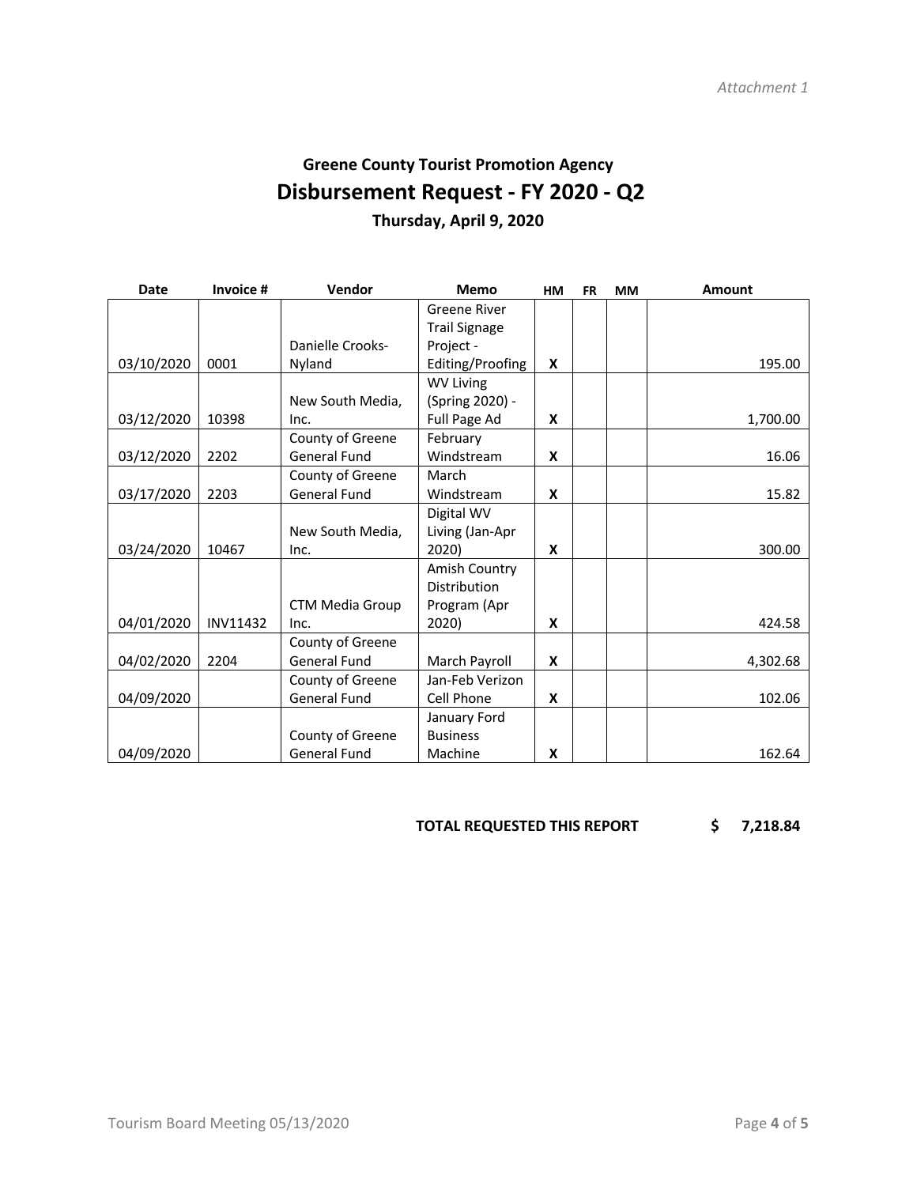*Attachment 1*

# Greene County Tourist Promotion Agency

## Disbursement Request - FY 2020 - Q2

### Thursday, April 9, 2020

| Date | Invoice # | Vendor | Memo | HM | FR | MM | Amount |
|---|---|---|---|---|---|---|---|
| 03/10/2020 | 0001 | Danielle Crooks-Nyland | Greene River Trail Signage Project - Editing/Proofing | X | | | 195.00 |
| 03/12/2020 | 10398 | New South Media, Inc. | WV Living (Spring 2020) - Full Page Ad | X | | | 1,700.00 |
| 03/12/2020 | 2202 | County of Greene General Fund | February Windstream | X | | | 16.06 |
| 03/17/2020 | 2203 | County of Greene General Fund | March Windstream | X | | | 15.82 |
| 03/24/2020 | 10467 | New South Media, Inc. | Digital WV Living (Jan-Apr 2020) | X | | | 300.00 |
| 04/01/2020 | INV11432 | CTM Media Group Inc. | Amish Country Distribution Program (Apr 2020) | X | | | 424.58 |
| 04/02/2020 | 2204 | County of Greene General Fund | March Payroll | X | | | 4,302.68 |
| 04/09/2020 | | County of Greene General Fund | Jan-Feb Verizon Cell Phone | X | | | 102.06 |
| 04/09/2020 | | County of Greene General Fund | January Ford Business Machine | X | | | 162.64 |

**TOTAL REQUESTED THIS REPORT $ 7,218.84**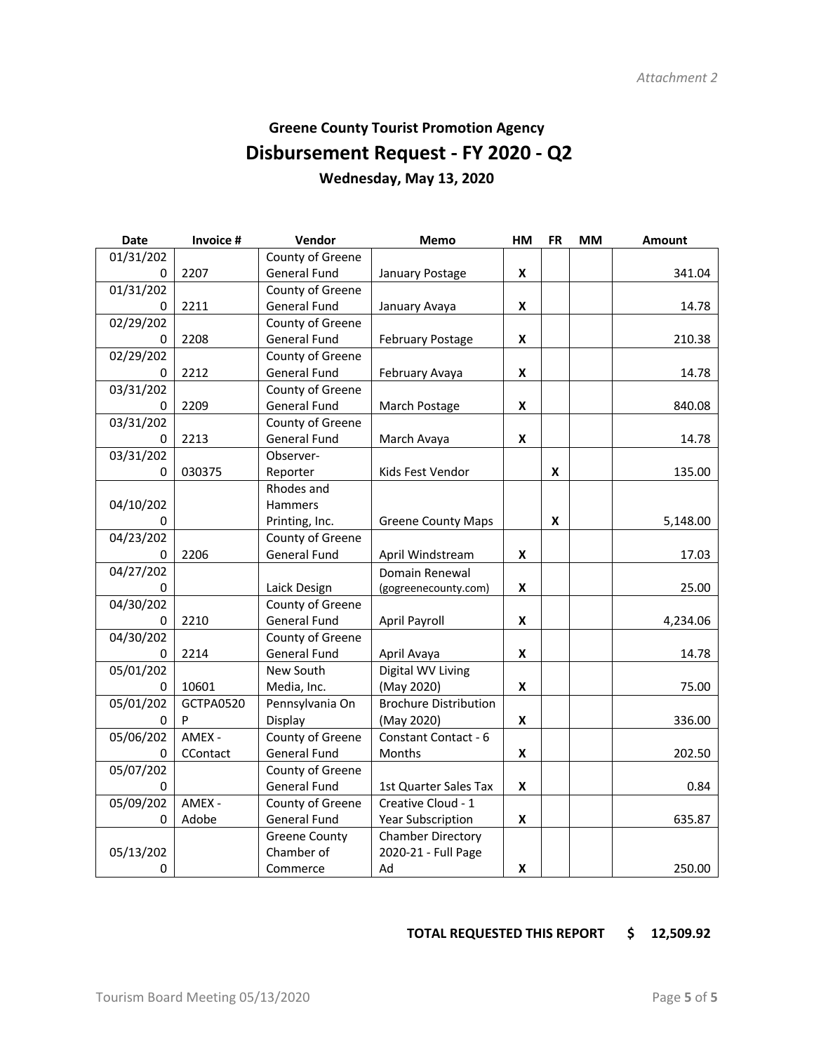*Attachment 2*

## Greene County Tourist Promotion Agency

# Disbursement Request - FY 2020 - Q2

### Wednesday, May 13, 2020

| Date | Invoice # | Vendor | Memo | HM | FR | MM | Amount |
|---|---|---|---|---|---|---|---|
| 01/31/2020 | 2207 | County of Greene General Fund | January Postage | X | | | 341.04 |
| 01/31/2020 | 2211 | County of Greene General Fund | January Avaya | X | | | 14.78 |
| 02/29/2020 | 2208 | County of Greene General Fund | February Postage | X | | | 210.38 |
| 02/29/2020 | 2212 | County of Greene General Fund | February Avaya | X | | | 14.78 |
| 03/31/2020 | 2209 | County of Greene General Fund | March Postage | X | | | 840.08 |
| 03/31/2020 | 2213 | County of Greene General Fund | March Avaya | X | | | 14.78 |
| 03/31/2020 | 030375 | Observer-Reporter | Kids Fest Vendor | | X | | 135.00 |
| 04/10/2020 | | Rhodes and Hammers Printing, Inc. | Greene County Maps | | X | | 5,148.00 |
| 04/23/2020 | 2206 | County of Greene General Fund | April Windstream | X | | | 17.03 |
| 04/27/2020 | | Laick Design | Domain Renewal (gogreenecounty.com) | X | | | 25.00 |
| 04/30/2020 | 2210 | County of Greene General Fund | April Payroll | X | | | 4,234.06 |
| 04/30/2020 | 2214 | County of Greene General Fund | April Avaya | X | | | 14.78 |
| 05/01/2020 | 10601 | New South Media, Inc. | Digital WV Living (May 2020) | X | | | 75.00 |
| 05/01/2020 | GCTPA0520P | Pennsylvania On Display | Brochure Distribution (May 2020) | X | | | 336.00 |
| 05/06/2020 | AMEX - CContact | County of Greene General Fund | Constant Contact - 6 Months | X | | | 202.50 |
| 05/07/2020 | | County of Greene General Fund | 1st Quarter Sales Tax | X | | | 0.84 |
| 05/09/2020 | AMEX - Adobe | County of Greene General Fund | Creative Cloud - 1 Year Subscription | X | | | 635.87 |
| 05/13/2020 | | Greene County Chamber of Commerce | Chamber Directory 2020-21 - Full Page Ad | X | | | 250.00 |

**TOTAL REQUESTED THIS REPORT $ 12,509.92**